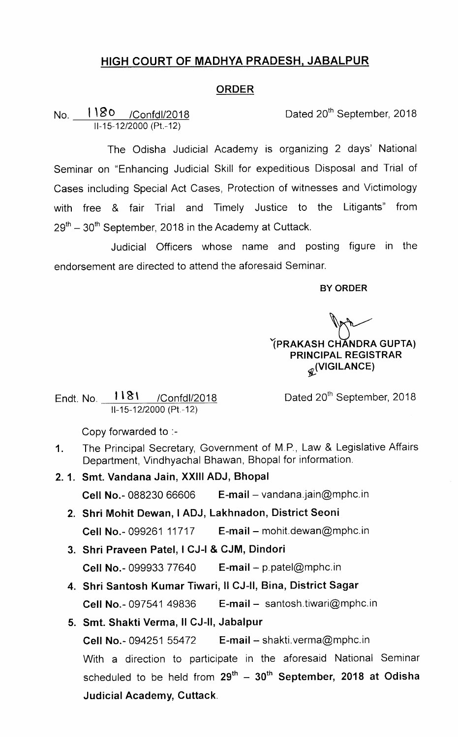## HIGH COURT OF MADHYA PRADESH, JABALPUR

### ORDER

No. 1180 /Confdl/2018
II-15-12/2000 (Pt.-12)

Dated 20th September, 2018

The Odisha Judicial Academy is organizing 2 days' National Seminar on "Enhancing Judicial Skill for expeditious Disposal and Trial of Cases including Special Act Cases, Protection of witnesses and Victimology with free & fair Trial and Timely Justice to the Litigants" from 29th – 30th September, 2018 in the Academy at Cuttack.

Judicial Officers whose name and posting figure in the endorsement are directed to attend the aforesaid Seminar.

**BY ORDER**

**(PRAKASH CHANDRA GUPTA)**
**PRINCIPAL REGISTRAR**
**(VIGILANCE)**

Endt. No. 1181 /Confdl/2018
II-15-12/2000 (Pt.-12)

Dated 20th September, 2018

Copy forwarded to :-

1. The Principal Secretary, Government of M.P., Law & Legislative Affairs Department, Vindhyachal Bhawan, Bhopal for information.

2. 1. **Smt. Vandana Jain, XXIII ADJ, Bhopal**
   **Cell No.**- 088230 66606 **E-mail** – vandana.jain@mphc.in

   2. **Shri Mohit Dewan, I ADJ, Lakhnadon, District Seoni**
   **Cell No.**- 099261 11717 **E-mail** – mohit.dewan@mphc.in

   3. **Shri Praveen Patel, I CJ-I & CJM, Dindori**
   **Cell No.**- 099933 77640 **E-mail** – p.patel@mphc.in

   4. **Shri Santosh Kumar Tiwari, II CJ-II, Bina, District Sagar**
   **Cell No.**- 097541 49836 **E-mail** – santosh.tiwari@mphc.in

   5. **Smt. Shakti Verma, II CJ-II, Jabalpur**
   **Cell No.**- 094251 55472 **E-mail** – shakti.verma@mphc.in

   With a direction to participate in the aforesaid National Seminar scheduled to be held from **29th – 30th September, 2018 at Odisha Judicial Academy, Cuttack.**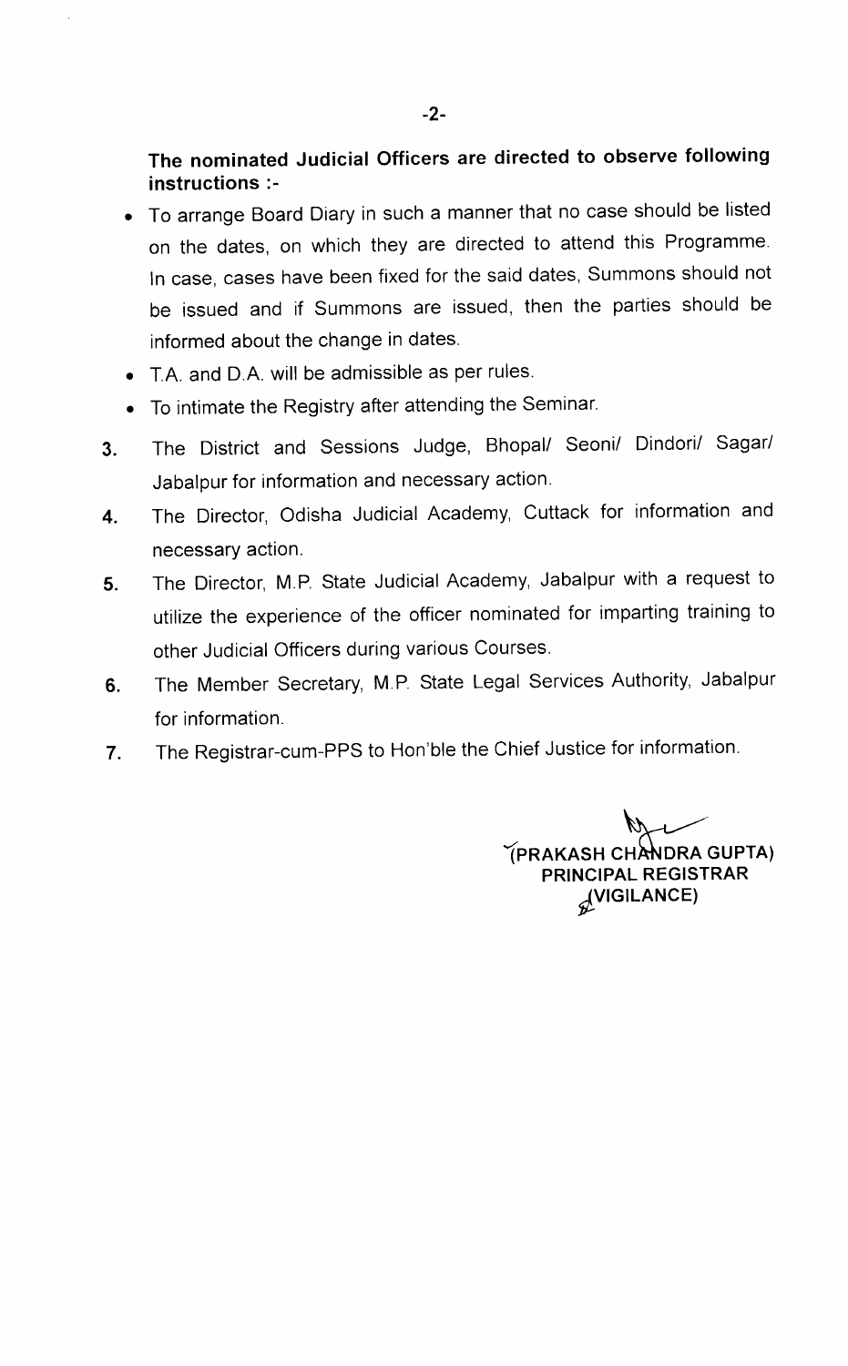**The nominated Judicial Officers are directed to observe following instructions :-**

- To arrange Board Diary in such a manner that no case should be listed on the dates, on which they are directed to attend this Programme. In case, cases have been fixed for the said dates, Summons should not be issued and if Summons are issued, then the parties should be informed about the change in dates.
- T.A. and D.A. will be admissible as per rules.
- To intimate the Registry after attending the Seminar.

3. The District and Sessions Judge, Bhopal/ Seoni/ Dindori/ Sagar/ Jabalpur for information and necessary action.
4. The Director, Odisha Judicial Academy, Cuttack for information and necessary action.
5. The Director, M.P. State Judicial Academy, Jabalpur with a request to utilize the experience of the officer nominated for imparting training to other Judicial Officers during various Courses.
6. The Member Secretary, M.P. State Legal Services Authority, Jabalpur for information.
7. The Registrar-cum-PPS to Hon'ble the Chief Justice for information.

**(PRAKASH CHANDRA GUPTA)**
**PRINCIPAL REGISTRAR**
**(VIGILANCE)**